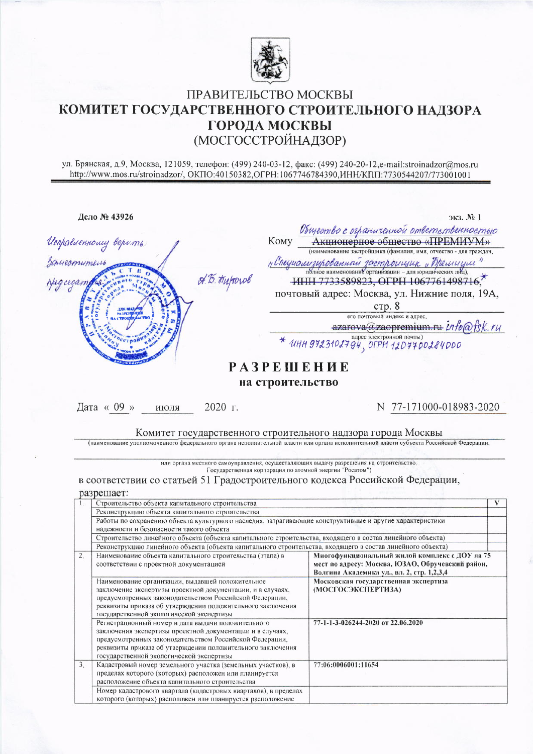ПРАВИТЕЛЬСТВО МОСКВЫ

# КОМИТЕТ ГОСУДАРСТВЕННОГО СТРОИТЕЛЬНОГО НАДЗОРА ГОРОДА МОСКВЫ

(МОСГОССТРОЙНАДЗОР)

ул. Брянская, д.9, Москва, 121059, телефон: (499) 240-03-12, факс: (499) 240-20-12,e-mail:stroinadzor@mos.ru
http://www.mos.ru/stroinadzor/, ОКПО:40150382,ОГРН:1067746784390,ИНН/КПП:7730544207/773001001

**Дело № 43926** **экз. № 1**

*Исправленному верить*
*Заместитель председателя* А.Б. Пирогов

Кому *Общество с ограниченной ответственностью* ~~Акционерное общество «ПРЕМИУМ»~~
(наименование застройщика (фамилия, имя, отчество - для граждан,
*"Специализированный застройщик "Премиум"*
полное наименование организации – для юридических лиц),
~~ИНН 7733589823, ОГРН 1067761498716~~,*
почтовый адрес: Москва, ул. Нижние поля, 19А, стр. 8
его почтовый индекс и адрес,
~~azarova@zaopremium.ru~~ *info@fsk.ru*
адрес электронной почты)
\* *ИНН 9723102794, ОГРН 1207700284000*

## РАЗРЕШЕНИЕ
### на строительство

Дата « 09 » июля 2020 г. N 77-171000-018983-2020

Комитет государственного строительного надзора города Москвы
(наименование уполномоченного федерального органа исполнительной власти или органа исполнительной власти субъекта Российской Федерации,
или органа местного самоуправления, осуществляющих выдачу разрешения на строительство. Государственная корпорация по атомной энергии "Росатом")

в соответствии со статьей 51 Градостроительного кодекса Российской Федерации,

разрешает:

| | | | |
|---|---|---|---|
| 1. | Строительство объекта капитального строительства | | V |
| | Реконструкцию объекта капитального строительства | | |
| | Работы по сохранению объекта культурного наследия, затрагивающие конструктивные и другие характеристики надежности и безопасности такого объекта | | |
| | Строительство линейного объекта (объекта капитального строительства, входящего в состав линейного объекта) | | |
| | Реконструкцию линейного объекта (объекта капитального строительства, входящего в состав линейного объекта) | | |
| 2. | Наименование объекта капитального строительства (этапа) в соответствии с проектной документацией | **Многофункциональный жилой комплекс с ДОУ на 75 мест по адресу: Москва, ЮЗАО, Обручевский район, Волгина Академика ул., вл. 2, стр. 1,2,3,4** | |
| | Наименование организации, выдавшей положительное заключение экспертизы проектной документации, и в случаях, предусмотренных законодательством Российской Федерации, реквизиты приказа об утверждении положительного заключения государственной экологической экспертизы | **Московская государственная экспертиза (МОСГОСЭКСПЕРТИЗА)** | |
| | Регистрационный номер и дата выдачи положительного заключения экспертизы проектной документации и в случаях, предусмотренных законодательством Российской Федерации, реквизиты приказа об утверждении положительного заключения государственной экологической экспертизы | **77-1-1-3-026244-2020 от 22.06.2020** | |
| 3. | Кадастровый номер земельного участка (земельных участков), в пределах которого (которых) расположен или планируется расположение объекта капитального строительства | **77:06:0006001:11654** | |
| | Номер кадастрового квартала (кадастровых кварталов), в пределах которого (которых) расположен или планируется расположение | | |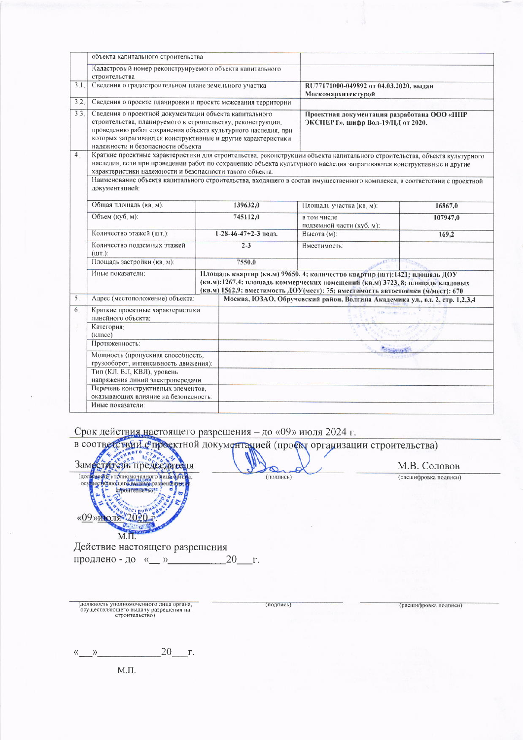| | | |
|---|---|---|
| | объекта капитального строительства | |
| | Кадастровый номер реконструируемого объекта капитального строительства | |
| 3.1. | Сведения о градостроительном плане земельного участка | **RU77171000-049892 от 04.03.2020, выдан Москомархитектурой** |
| 3.2. | Сведения о проекте планировки и проекте межевания территории | |
| 3.3. | Сведения о проектной документации объекта капитального строительства, планируемого к строительству, реконструкции, проведению работ сохранения объекта культурного наследия, при которых затрагиваются конструктивные и другие характеристики надежности и безопасности объекта | **Проектная документация разработана ООО «ППР ЭКСПЕРТ», шифр Вол-19/ПД от 2020.** |

| | | | | |
|---|---|---|---|---|
| 4. | Краткие проектные характеристики для строительства, реконструкции объекта капитального строительства, объекта культурного наследия, если при проведении работ по сохранению объекта культурного наследия затрагиваются конструктивные и другие характеристики надежности и безопасности такого объекта: | | | |
| | Наименование объекта капитального строительства, входящего в состав имущественного комплекса, в соответствии с проектной документацией: | | | |
| | Общая площадь (кв. м): | **139632,0** | Площадь участка (кв. м): | **16867,0** |
| | Объем (куб. м): | **745112,0** | в том числе подземной части (куб. м): | **107947,0** |
| | Количество этажей (шт.): | **1-28-46-47+2-3 подз.** | Высота (м): | **169,2** |
| | Количество подземных этажей (шт.): | **2-3** | Вместимость: | |
| | Площадь застройки (кв. м): | **7550,0** | | |
| | Иные показатели: | **Площадь квартир (кв.м) 99650, 4; количество квартир (шт):1421; площадь ДОУ (кв.м):1267,4; площадь коммерческих помещений (кв.м) 3723, 8; площадь кладовых (кв.м) 1562,9; вместимость ДОУ(мест): 75; вместимость автостоянки (м/мест): 670** | | |
| 5. | Адрес (местоположение) объекта: | **Москва, ЮЗАО, Обручевский район, Волгина Академика ул., вл. 2, стр. 1,2,3,4** | | |

| | | |
|---|---|---|
| 6. | Краткие проектные характеристики линейного объекта: | |
| | Категория: (класс) | |
| | Протяженность: | |
| | Мощность (пропускная способность, грузооборот, интенсивность движения): | |
| | Тип (КЛ, ВЛ, КВЛ), уровень напряжения линий электропередачи | |
| | Перечень конструктивных элементов, оказывающих влияние на безопасность: | |
| | Иные показатели: | |

Срок действия настоящего разрешения – до «09» июля 2024 г.
в соответствии с проектной документацией (проект организации строительства)

Заместитель председателя — (подпись) — М.В. Соловов

(должность уполномоченного лица органа, осуществляющего выдачу разрешения на строительство) (подпись) (расшифровка подписи)

«09» июля 2020 г.

М.П.

Действие настоящего разрешения
продлено - до «__ »__________20___г.

(должность уполномоченного лица органа, осуществляющего выдачу разрешения на строительство) (подпись) (расшифровка подписи)

«__»____________20___г.

М.П.